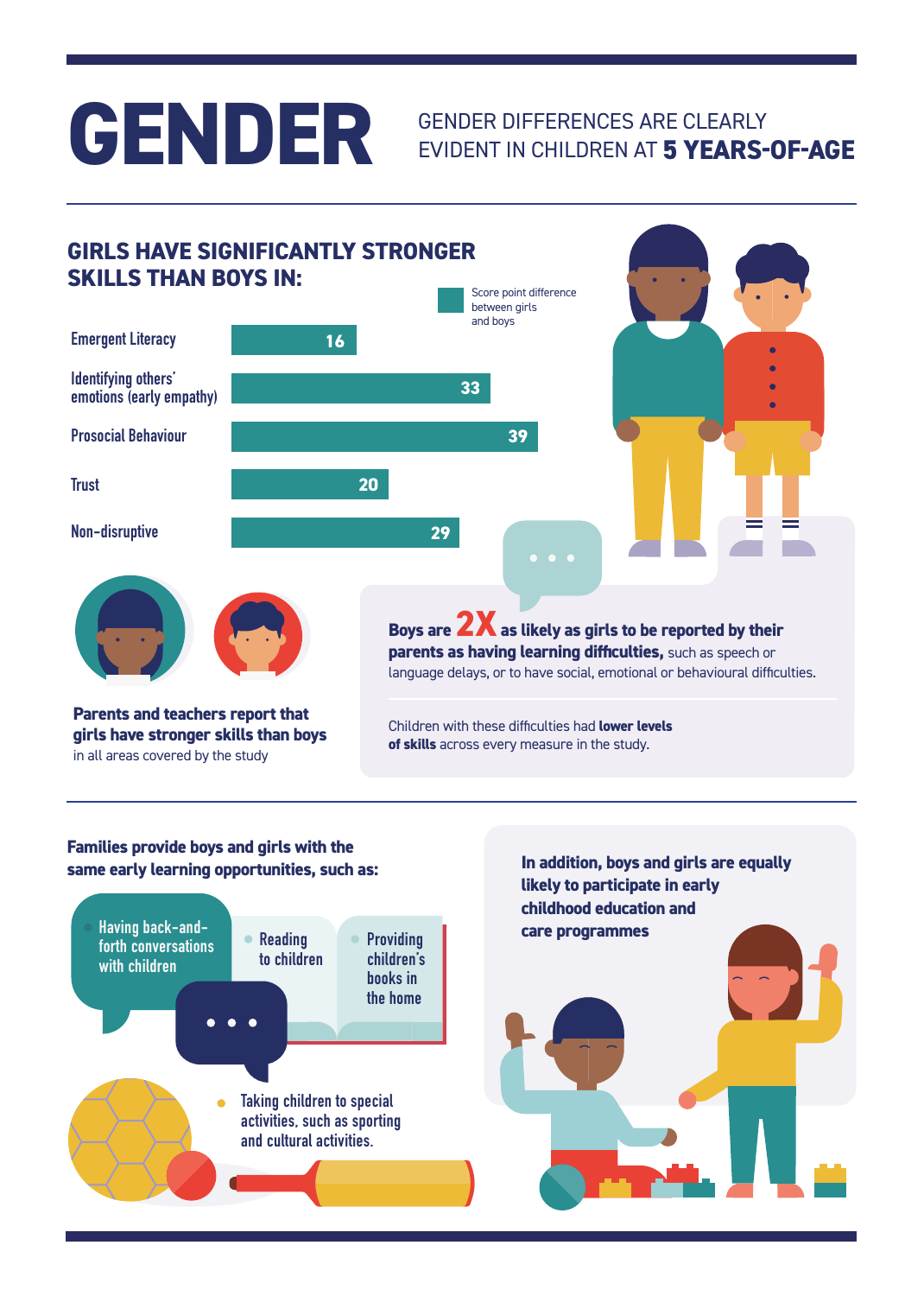# GENDER

GENDER DIFFERENCES ARE CLEARLY EVIDENT IN CHILDREN AT **5 YEARS-OF-AGE**

## GIRLS HAVE SIGNIFICANTLY STRONGER SKILLS THAN BOYS IN:

Score point difference between girls and boys

| Skill | Score point difference |
| --- | --- |
| Emergent Literacy | 16 |
| Identifying others' emotions (early empathy) | 33 |
| Prosocial Behaviour | 39 |
| Trust | 20 |
| Non-disruptive | 29 |

**Parents and teachers report that girls have stronger skills than boys** in all areas covered by the study

**Boys are 2X as likely as girls to be reported by their parents as having learning difficulties,** such as speech or language delays, or to have social, emotional or behavioural difficulties.

Children with these difficulties had **lower levels of skills** across every measure in the study.

**Families provide boys and girls with the same early learning opportunities, such as:**

- Having back-and-forth conversations with children
- Reading to children
- Providing children's books in the home
- Taking children to special activities, such as sporting and cultural activities.

**In addition, boys and girls are equally likely to participate in early childhood education and care programmes**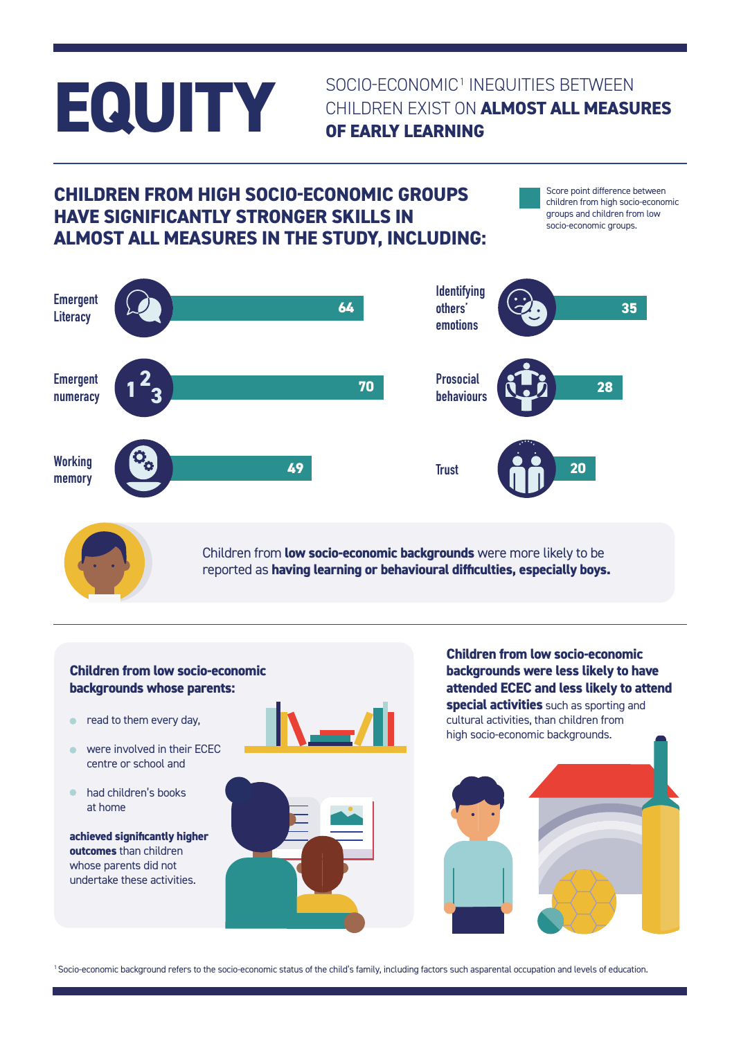# EQUITY

SOCIO-ECONOMIC[1] INEQUITIES BETWEEN CHILDREN EXIST ON **ALMOST ALL MEASURES OF EARLY LEARNING**

## CHILDREN FROM HIGH SOCIO-ECONOMIC GROUPS HAVE SIGNIFICANTLY STRONGER SKILLS IN ALMOST ALL MEASURES IN THE STUDY, INCLUDING:

Score point difference between children from high socio-economic groups and children from low socio-economic groups.

| Measure | Score point difference |
| --- | --- |
| Emergent Literacy | 64 |
| Emergent numeracy | 70 |
| Working memory | 49 |
| Identifying others' emotions | 35 |
| Prosocial behaviours | 28 |
| Trust | 20 |

Children from **low socio-economic backgrounds** were more likely to be reported as **having learning or behavioural difficulties, especially boys.**

### Children from low socio-economic backgrounds whose parents:

- read to them every day,
- were involved in their ECEC centre or school and
- had children's books at home

**achieved significantly higher outcomes** than children whose parents did not undertake these activities.

**Children from low socio-economic backgrounds were less likely to have attended ECEC and less likely to attend special activities** such as sporting and cultural activities, than children from high socio-economic backgrounds.

[1] Socio-economic background refers to the socio-economic status of the child's family, including factors such asparental occupation and levels of education.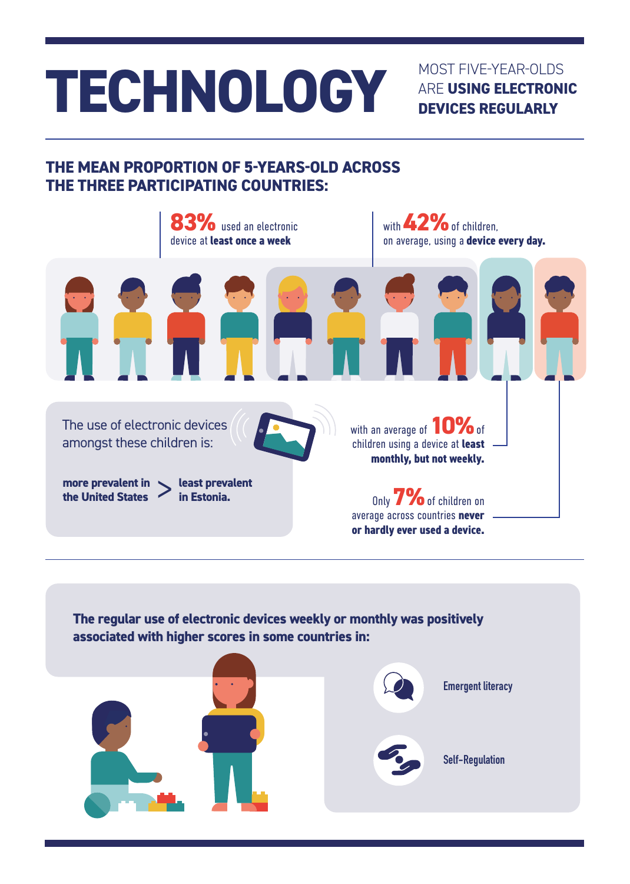# TECHNOLOGY

MOST FIVE-YEAR-OLDS ARE **USING ELECTRONIC DEVICES REGULARLY**

## THE MEAN PROPORTION OF 5-YEARS-OLD ACROSS THE THREE PARTICIPATING COUNTRIES:

**83%** used an electronic device at **least once a week**

with **42%** of children, on average, using a **device every day.**

with an average of **10%** of children using a device at **least monthly, but not weekly.**

Only **7%** of children on average across countries **never or hardly ever used a device.**

The use of electronic devices amongst these children is:

**more prevalent in the United States** > **least prevalent in Estonia.**

**The regular use of electronic devices weekly or monthly was positively associated with higher scores in some countries in:**

- Emergent literacy
- Self-Regulation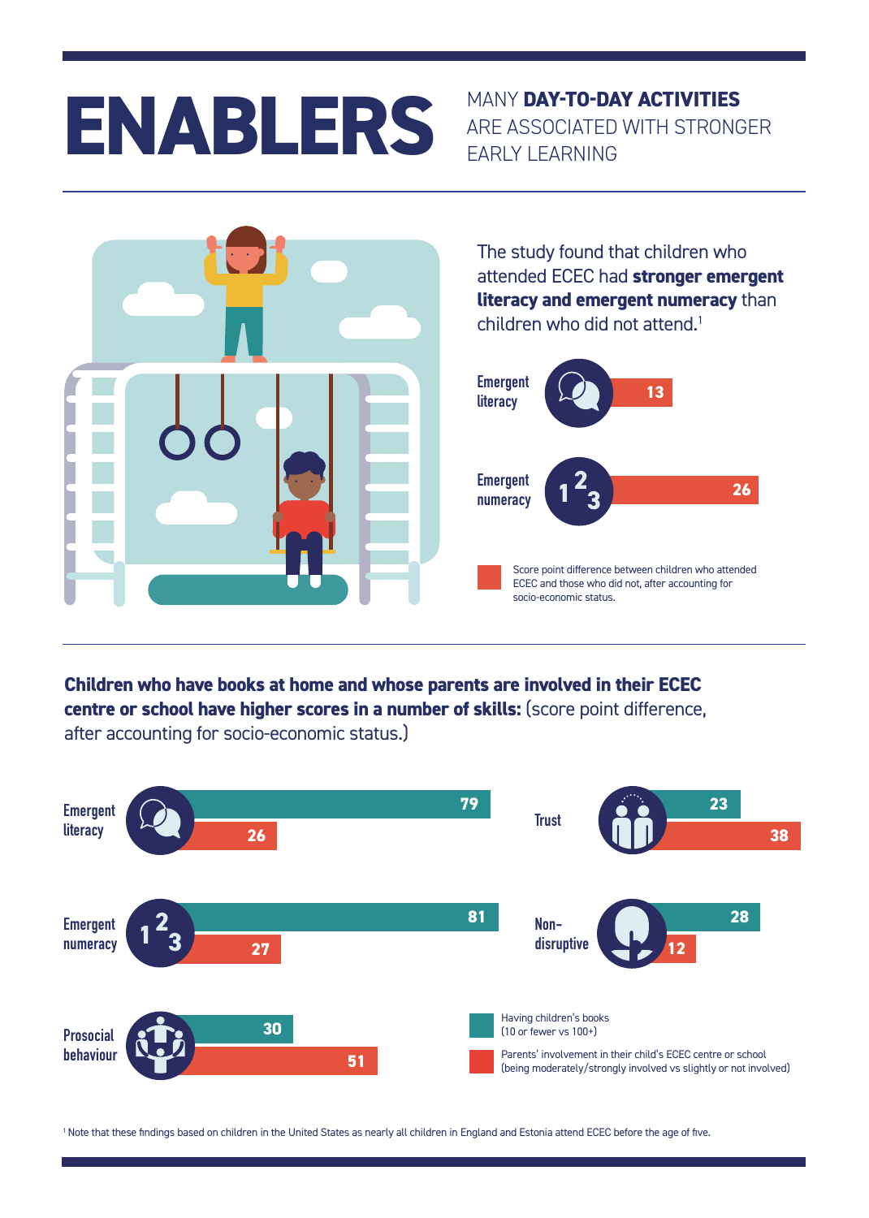# ENABLERS

MANY **DAY-TO-DAY ACTIVITIES** ARE ASSOCIATED WITH STRONGER EARLY LEARNING

The study found that children who attended ECEC had **stronger emergent literacy and emergent numeracy** than children who did not attend.[1]

| | Score point difference |
|---|---|
| Emergent literacy | 13 |
| Emergent numeracy | 26 |

Score point difference between children who attended ECEC and those who did not, after accounting for socio-economic status.

**Children who have books at home and whose parents are involved in their ECEC centre or school have higher scores in a number of skills:** (score point difference, after accounting for socio-economic status.)

| Skill | Having children's books (10 or fewer vs 100+) | Parents' involvement in their child's ECEC centre or school (being moderately/strongly involved vs slightly or not involved) |
|---|---|---|
| Emergent literacy | 79 | 26 |
| Emergent numeracy | 81 | 27 |
| Prosocial behaviour | 30 | 51 |
| Trust | 23 | 38 |
| Non-disruptive | 28 | 12 |

[1] Note that these findings based on children in the United States as nearly all children in England and Estonia attend ECEC before the age of five.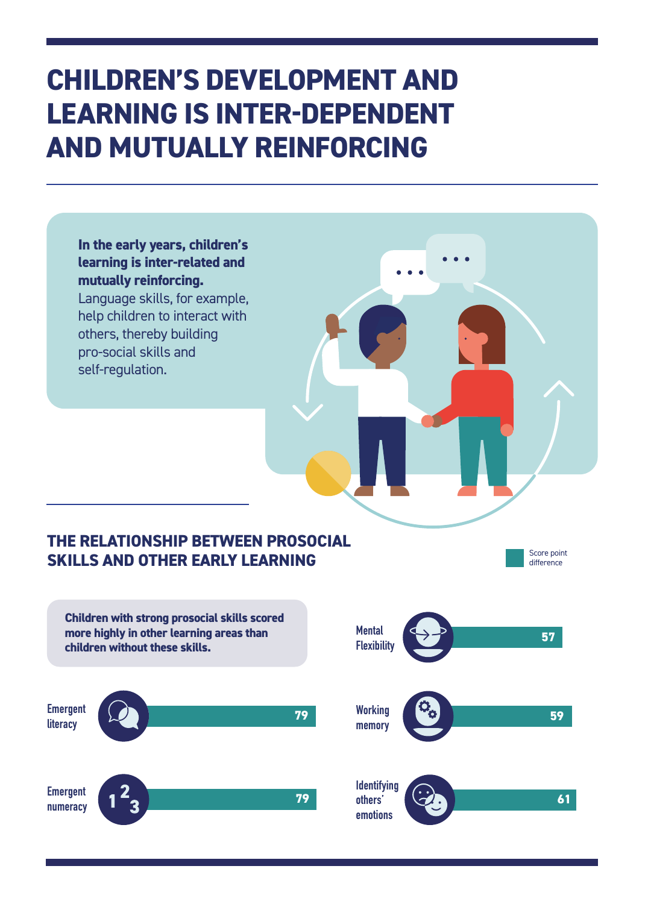# CHILDREN'S DEVELOPMENT AND LEARNING IS INTER-DEPENDENT AND MUTUALLY REINFORCING

**In the early years, children's learning is inter-related and mutually reinforcing.** Language skills, for example, help children to interact with others, thereby building pro-social skills and self-regulation.

## THE RELATIONSHIP BETWEEN PROSOCIAL SKILLS AND OTHER EARLY LEARNING

**Children with strong prosocial skills scored more highly in other learning areas than children without these skills.**

| Learning area | Score point difference |
| --- | --- |
| Emergent literacy | 79 |
| Emergent numeracy | 79 |
| Mental Flexibility | 57 |
| Working memory | 59 |
| Identifying others' emotions | 61 |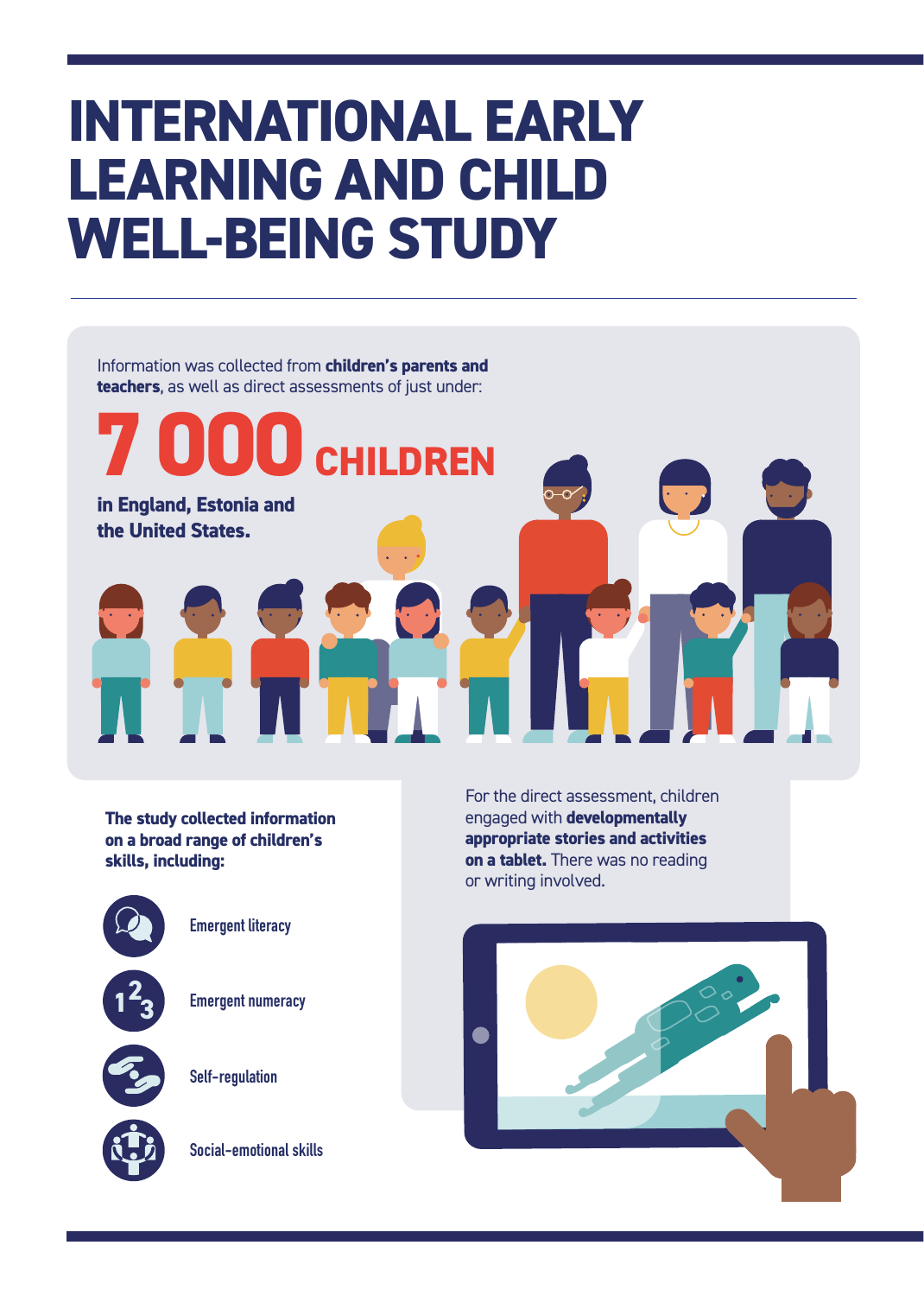# INTERNATIONAL EARLY LEARNING AND CHILD WELL-BEING STUDY

Information was collected from **children's parents and teachers**, as well as direct assessments of just under:

## 7 000 CHILDREN

**in England, Estonia and the United States.**

**The study collected information on a broad range of children's skills, including:**

- Emergent literacy
- Emergent numeracy
- Self-regulation
- Social-emotional skills

For the direct assessment, children engaged with **developmentally appropriate stories and activities on a tablet.** There was no reading or writing involved.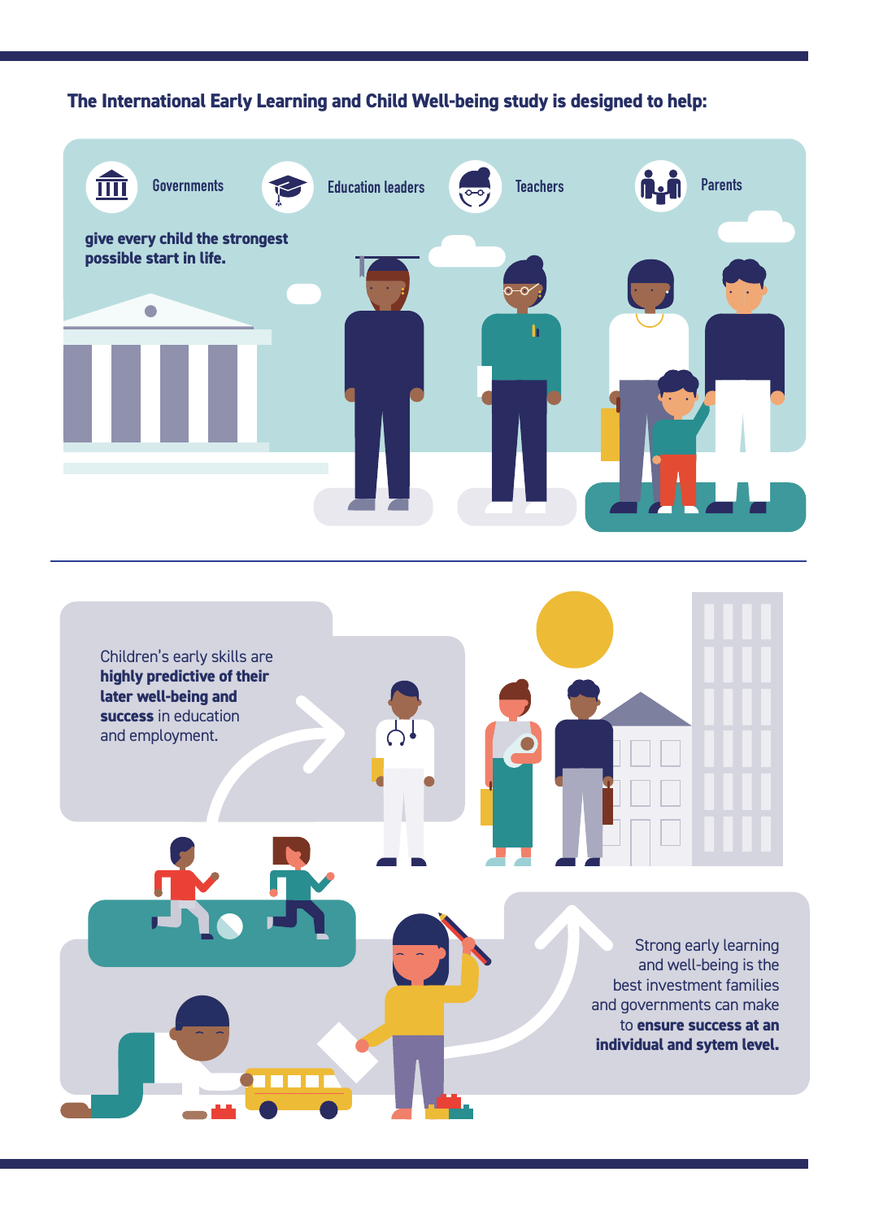### The International Early Learning and Child Well-being study is designed to help:

Governments

Education leaders

Teachers

Parents

**give every child the strongest possible start in life.**

Children's early skills are **highly predictive of their later well-being and success** in education and employment.

Strong early learning and well-being is the best investment families and governments can make to **ensure success at an individual and sytem level.**